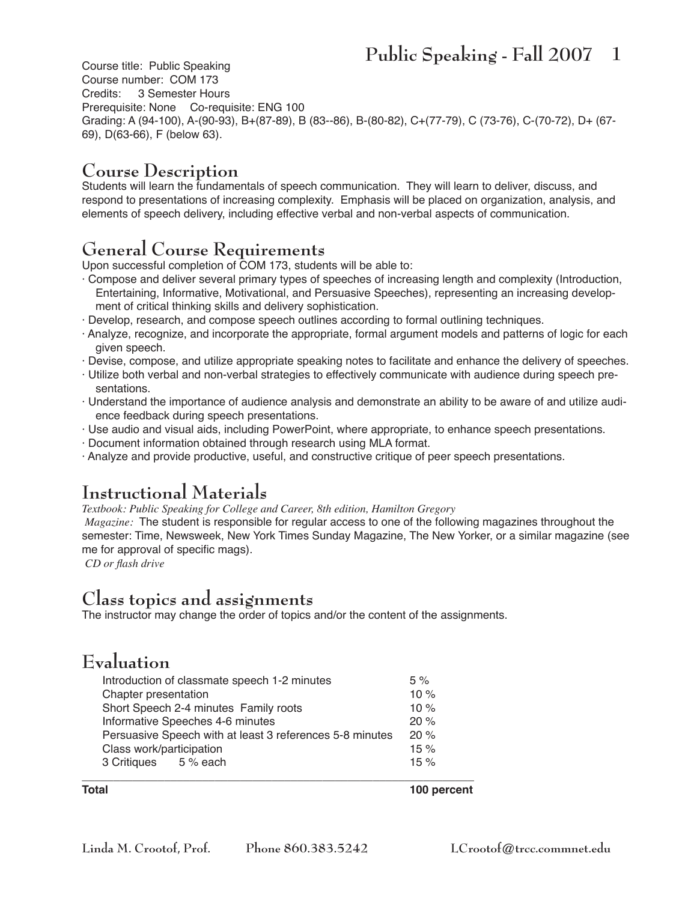# Public Speaking - Fall 2007

Course title: Public Speaking
Course number: COM 173
Credits: 3 Semester Hours
Prerequisite: None Co-requisite: ENG 100
Grading: A (94-100), A-(90-93), B+(87-89), B (83--86), B-(80-82), C+(77-79), C (73-76), C-(70-72), D+ (67-69), D(63-66), F (below 63).

## Course Description

Students will learn the fundamentals of speech communication. They will learn to deliver, discuss, and respond to presentations of increasing complexity. Emphasis will be placed on organization, analysis, and elements of speech delivery, including effective verbal and non-verbal aspects of communication.

## General Course Requirements

Upon successful completion of COM 173, students will be able to:

- Compose and deliver several primary types of speeches of increasing length and complexity (Introduction, Entertaining, Informative, Motivational, and Persuasive Speeches), representing an increasing development of critical thinking skills and delivery sophistication.
- Develop, research, and compose speech outlines according to formal outlining techniques.
- Analyze, recognize, and incorporate the appropriate, formal argument models and patterns of logic for each given speech.
- Devise, compose, and utilize appropriate speaking notes to facilitate and enhance the delivery of speeches.
- Utilize both verbal and non-verbal strategies to effectively communicate with audience during speech presentations.
- Understand the importance of audience analysis and demonstrate an ability to be aware of and utilize audience feedback during speech presentations.
- Use audio and visual aids, including PowerPoint, where appropriate, to enhance speech presentations.
- Document information obtained through research using MLA format.
- Analyze and provide productive, useful, and constructive critique of peer speech presentations.

## Instructional Materials

*Textbook: Public Speaking for College and Career, 8th edition, Hamilton Gregory*

*Magazine:* The student is responsible for regular access to one of the following magazines throughout the semester: Time, Newsweek, New York Times Sunday Magazine, The New Yorker, or a similar magazine (see me for approval of specific mags).

*CD or flash drive*

## Class topics and assignments

The instructor may change the order of topics and/or the content of the assignments.

## Evaluation

| Assignment | Weight |
|---|---|
| Introduction of classmate speech 1-2 minutes | 5 % |
| Chapter presentation | 10 % |
| Short Speech 2-4 minutes Family roots | 10 % |
| Informative Speeches 4-6 minutes | 20 % |
| Persuasive Speech with at least 3 references 5-8 minutes | 20 % |
| Class work/participation | 15 % |
| 3 Critiques 5 % each | 15 % |
| **Total** | **100 percent** |

Linda M. Crootof, Prof. Phone 860.383.5242 LCrootof@trcc.commnet.edu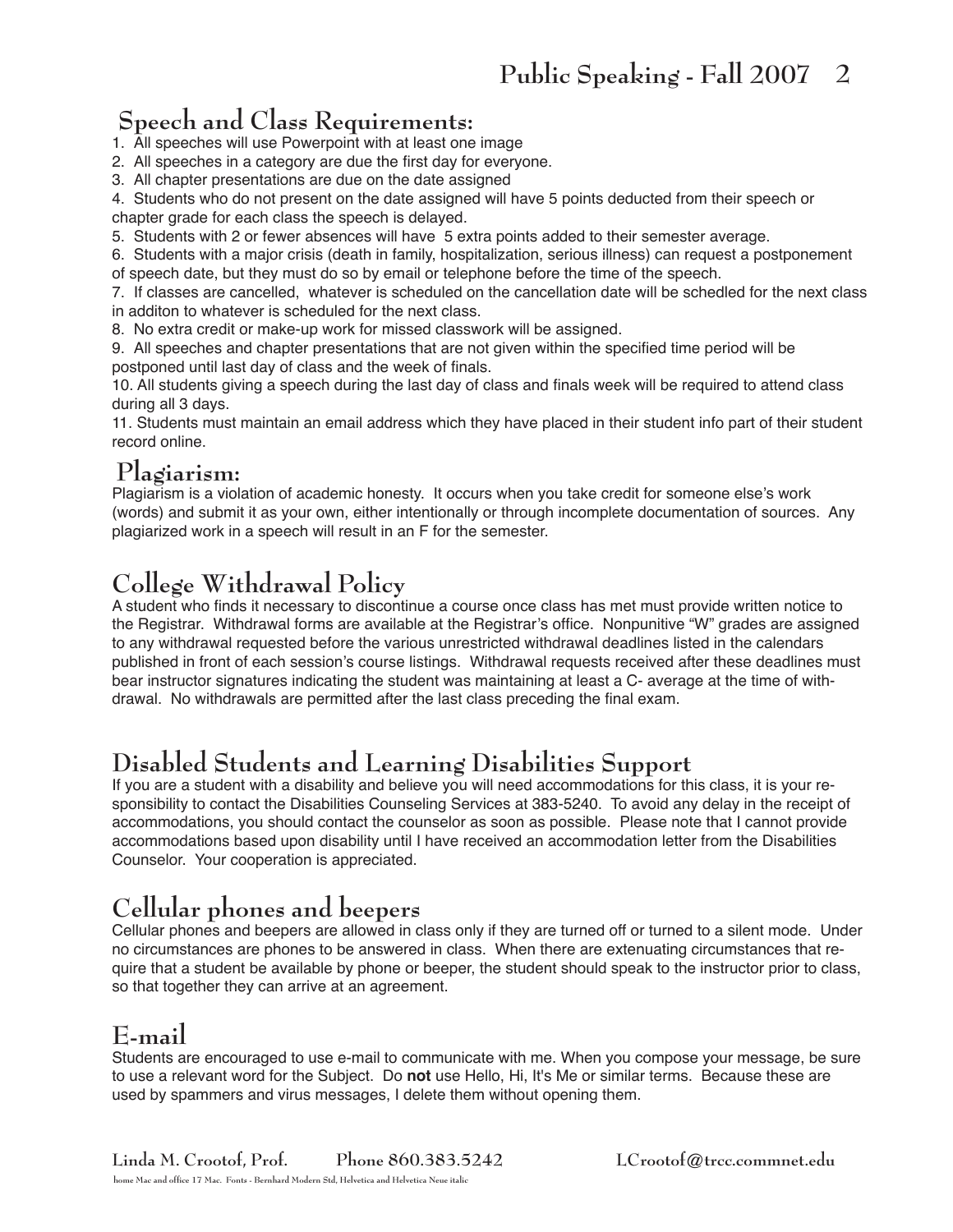## Speech and Class Requirements:

1. All speeches will use Powerpoint with at least one image
2. All speeches in a category are due the first day for everyone.
3. All chapter presentations are due on the date assigned
4. Students who do not present on the date assigned will have 5 points deducted from their speech or chapter grade for each class the speech is delayed.
5. Students with 2 or fewer absences will have 5 extra points added to their semester average.
6. Students with a major crisis (death in family, hospitalization, serious illness) can request a postponement of speech date, but they must do so by email or telephone before the time of the speech.
7. If classes are cancelled, whatever is scheduled on the cancellation date will be schedled for the next class in additon to whatever is scheduled for the next class.
8. No extra credit or make-up work for missed classwork will be assigned.
9. All speeches and chapter presentations that are not given within the specified time period will be postponed until last day of class and the week of finals.
10. All students giving a speech during the last day of class and finals week will be required to attend class during all 3 days.
11. Students must maintain an email address which they have placed in their student info part of their student record online.

## Plagiarism:

Plagiarism is a violation of academic honesty. It occurs when you take credit for someone else's work (words) and submit it as your own, either intentionally or through incomplete documentation of sources. Any plagiarized work in a speech will result in an F for the semester.

## College Withdrawal Policy

A student who finds it necessary to discontinue a course once class has met must provide written notice to the Registrar. Withdrawal forms are available at the Registrar's office. Nonpunitive "W" grades are assigned to any withdrawal requested before the various unrestricted withdrawal deadlines listed in the calendars published in front of each session's course listings. Withdrawal requests received after these deadlines must bear instructor signatures indicating the student was maintaining at least a C- average at the time of withdrawal. No withdrawals are permitted after the last class preceding the final exam.

## Disabled Students and Learning Disabilities Support

If you are a student with a disability and believe you will need accommodations for this class, it is your responsibility to contact the Disabilities Counseling Services at 383-5240. To avoid any delay in the receipt of accommodations, you should contact the counselor as soon as possible. Please note that I cannot provide accommodations based upon disability until I have received an accommodation letter from the Disabilities Counselor. Your cooperation is appreciated.

## Cellular phones and beepers

Cellular phones and beepers are allowed in class only if they are turned off or turned to a silent mode. Under no circumstances are phones to be answered in class. When there are extenuating circumstances that require that a student be available by phone or beeper, the student should speak to the instructor prior to class, so that together they can arrive at an agreement.

## E-mail

Students are encouraged to use e-mail to communicate with me. When you compose your message, be sure to use a relevant word for the Subject. Do **not** use Hello, Hi, It's Me or similar terms. Because these are used by spammers and virus messages, I delete them without opening them.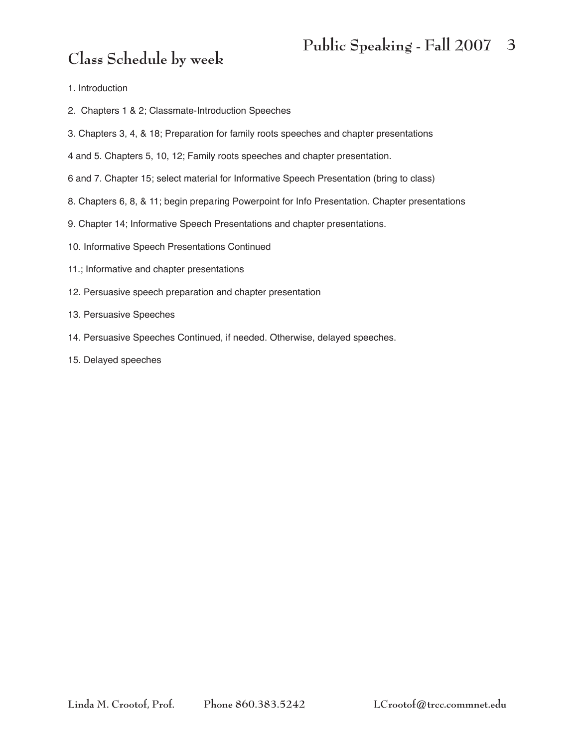## Class Schedule by week

1. Introduction

2. Chapters 1 & 2; Classmate-Introduction Speeches

3. Chapters 3, 4, & 18; Preparation for family roots speeches and chapter presentations

4 and 5. Chapters 5, 10, 12; Family roots speeches and chapter presentation.

6 and 7. Chapter 15; select material for Informative Speech Presentation (bring to class)

8. Chapters 6, 8, & 11; begin preparing Powerpoint for Info Presentation. Chapter presentations

9. Chapter 14; Informative Speech Presentations and chapter presentations.

10. Informative Speech Presentations Continued

11.; Informative and chapter presentations

12. Persuasive speech preparation and chapter presentation

13. Persuasive Speeches

14. Persuasive Speeches Continued, if needed. Otherwise, delayed speeches.

15. Delayed speeches